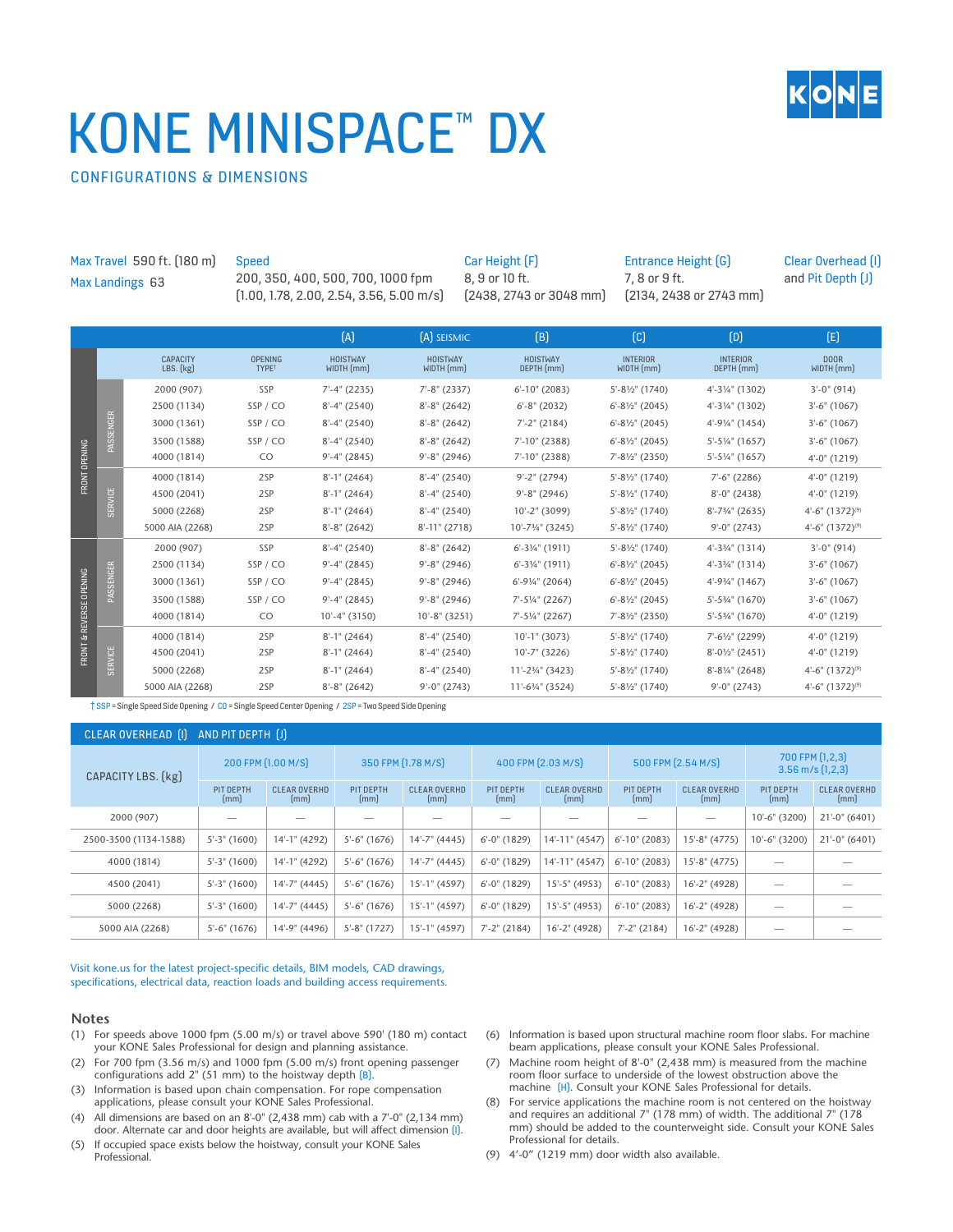# KONE MINISPACE™ DX

## CONFIGURATIONS & DIMENSIONS

| Max Travel 590 ft. (180 m) Max Landings 63 | Speed 200, 350, 400, 500, 700, 1000 fpm (1.00, 1.78, 2.00, 2.54, 3.56, 5.00 m/s) | Car Height (F) 8, 9 or 10 ft. (2438, 2743 or 3048 mm) | Entrance Height (G) 7, 8 or 9 ft. (2134, 2438 or 2743 mm) | Clear Overhead (I) and Pit Depth (J) |
|---|---|---|---|---|

| | | | | (A) | (A) SEISMIC | (B) | (C) | (D) | (E) |
|---|---|---|---|---|---|---|---|---|---|
| | | CAPACITY LBS. (kg) | OPENING TYPE† | HOISTWAY WIDTH (mm) | HOISTWAY WIDTH (mm) | HOISTWAY DEPTH (mm) | INTERIOR WIDTH (mm) | INTERIOR DEPTH (mm) | DOOR WIDTH (mm) |
| FRONT OPENING | PASSENGER | 2000 (907) | SSP | 7'-4" (2235) | 7'-8" (2337) | 6'-10" (2083) | 5'-8½" (1740) | 4'-3¼" (1302) | 3'-0" (914) |
| | | 2500 (1134) | SSP / CO | 8'-4" (2540) | 8'-8" (2642) | 6'-8" (2032) | 6'-8½" (2045) | 4'-3¼" (1302) | 3'-6" (1067) |
| | | 3000 (1361) | SSP / CO | 8'-4" (2540) | 8'-8" (2642) | 7'-2" (2184) | 6'-8½" (2045) | 4'-9¼" (1454) | 3'-6" (1067) |
| | | 3500 (1588) | SSP / CO | 8'-4" (2540) | 8'-8" (2642) | 7'-10" (2388) | 6'-8½" (2045) | 5'-5¼" (1657) | 3'-6" (1067) |
| | | 4000 (1814) | CO | 9'-4" (2845) | 9'-8" (2946) | 7'-10" (2388) | 7'-8½" (2350) | 5'-5¼" (1657) | 4'-0" (1219) |
| | SERVICE | 4000 (1814) | 2SP | 8'-1" (2464) | 8'-4" (2540) | 9'-2" (2794) | 5'-8½" (1740) | 7'-6" (2286) | 4'-0" (1219) |
| | | 4500 (2041) | 2SP | 8'-1" (2464) | 8'-4" (2540) | 9'-8" (2946) | 5'-8½" (1740) | 8'-0" (2438) | 4'-0" (1219) |
| | | 5000 (2268) | 2SP | 8'-1" (2464) | 8'-4" (2540) | 10'-2" (3099) | 5'-8½" (1740) | 8'-7¾" (2635) | 4'-6" (1372)(9) |
| | | 5000 AIA (2268) | 2SP | 8'-8" (2642) | 8'-11" (2718) | 10'-7¾" (3245) | 5'-8½" (1740) | 9'-0" (2743) | 4'-6" (1372)(9) |
| FRONT & REVERSE OPENING | PASSENGER | 2000 (907) | SSP | 8'-4" (2540) | 8'-8" (2642) | 6'-3¼" (1911) | 5'-8½" (1740) | 4'-3¾" (1314) | 3'-0" (914) |
| | | 2500 (1134) | SSP / CO | 9'-4" (2845) | 9'-8" (2946) | 6'-3¼" (1911) | 6'-8½" (2045) | 4'-3¾" (1314) | 3'-6" (1067) |
| | | 3000 (1361) | SSP / CO | 9'-4" (2845) | 9'-8" (2946) | 6'-9¼" (2064) | 6'-8½" (2045) | 4'-9¾" (1467) | 3'-6" (1067) |
| | | 3500 (1588) | SSP / CO | 9'-4" (2845) | 9'-8" (2946) | 7'-5¼" (2267) | 6'-8½" (2045) | 5'-5¾" (1670) | 3'-6" (1067) |
| | | 4000 (1814) | CO | 10'-4" (3150) | 10'-8" (3251) | 7'-5¼" (2267) | 7'-8½" (2350) | 5'-5¾" (1670) | 4'-0" (1219) |
| | SERVICE | 4000 (1814) | 2SP | 8'-1" (2464) | 8'-4" (2540) | 10'-1" (3073) | 5'-8½" (1740) | 7'-6½" (2299) | 4'-0" (1219) |
| | | 4500 (2041) | 2SP | 8'-1" (2464) | 8'-4" (2540) | 10'-7" (3226) | 5'-8½" (1740) | 8'-0½" (2451) | 4'-0" (1219) |
| | | 5000 (2268) | 2SP | 8'-1" (2464) | 8'-4" (2540) | 11'-2¾" (3423) | 5'-8½" (1740) | 8'-8¼" (2648) | 4'-6" (1372)(9) |
| | | 5000 AIA (2268) | 2SP | 8'-8" (2642) | 9'-0" (2743) | 11'-6¾" (3524) | 5'-8½" (1740) | 9'-0" (2743) | 4'-6" (1372)(9) |

† SSP = Single Speed Side Opening / CO = Single Speed Center Opening / 2SP = Two Speed Side Opening

## CLEAR OVERHEAD (I) AND PIT DEPTH (J)

| CAPACITY LBS. (kg) | 200 FPM (1.00 M/S) | | 350 FPM (1.78 M/S) | | 400 FPM (2.03 M/S) | | 500 FPM (2.54 M/S) | | 700 FPM (1,2,3) 3.56 m/s (1,2,3) | |
|---|---|---|---|---|---|---|---|---|---|---|
| | PIT DEPTH (mm) | CLEAR OVERHD (mm) | PIT DEPTH (mm) | CLEAR OVERHD (mm) | PIT DEPTH (mm) | CLEAR OVERHD (mm) | PIT DEPTH (mm) | CLEAR OVERHD (mm) | PIT DEPTH (mm) | CLEAR OVERHD (mm) |
| 2000 (907) | — | — | — | — | — | — | — | — | 10'-6" (3200) | 21'-0" (6401) |
| 2500-3500 (1134-1588) | 5'-3" (1600) | 14'-1" (4292) | 5'-6" (1676) | 14'-7" (4445) | 6'-0" (1829) | 14'-11" (4547) | 6'-10" (2083) | 15'-8" (4775) | 10'-6" (3200) | 21'-0" (6401) |
| 4000 (1814) | 5'-3" (1600) | 14'-1" (4292) | 5'-6" (1676) | 14'-7" (4445) | 6'-0" (1829) | 14'-11" (4547) | 6'-10" (2083) | 15'-8" (4775) | — | — |
| 4500 (2041) | 5'-3" (1600) | 14'-7" (4445) | 5'-6" (1676) | 15'-1" (4597) | 6'-0" (1829) | 15'-5" (4953) | 6'-10" (2083) | 16'-2" (4928) | — | — |
| 5000 (2268) | 5'-3" (1600) | 14'-7" (4445) | 5'-6" (1676) | 15'-1" (4597) | 6'-0" (1829) | 15'-5" (4953) | 6'-10" (2083) | 16'-2" (4928) | — | — |
| 5000 AIA (2268) | 5'-6" (1676) | 14'-9" (4496) | 5'-8" (1727) | 15'-1" (4597) | 7'-2" (2184) | 16'-2" (4928) | 7'-2" (2184) | 16'-2" (4928) | — | — |

Visit kone.us for the latest project-specific details, BIM models, CAD drawings, specifications, electrical data, reaction loads and building access requirements.

### Notes

(1) For speeds above 1000 fpm (5.00 m/s) or travel above 590' (180 m) contact your KONE Sales Professional for design and planning assistance.

(2) For 700 fpm (3.56 m/s) and 1000 fpm (5.00 m/s) front opening passenger configurations add 2" (51 mm) to the hoistway depth (B).

(3) Information is based upon chain compensation. For rope compensation applications, please consult your KONE Sales Professional.

(4) All dimensions are based on an 8'-0" (2,438 mm) cab with a 7'-0" (2,134 mm) door. Alternate car and door heights are available, but will affect dimension (I).

(5) If occupied space exists below the hoistway, consult your KONE Sales Professional.

(6) Information is based upon structural machine room floor slabs. For machine beam applications, please consult your KONE Sales Professional.

(7) Machine room height of 8'-0" (2,438 mm) is measured from the machine room floor surface to underside of the lowest obstruction above the machine (H). Consult your KONE Sales Professional for details.

(8) For service applications the machine room is not centered on the hoistway and requires an additional 7" (178 mm) of width. The additional 7" (178 mm) should be added to the counterweight side. Consult your KONE Sales Professional for details.

(9) 4'-0" (1219 mm) door width also available.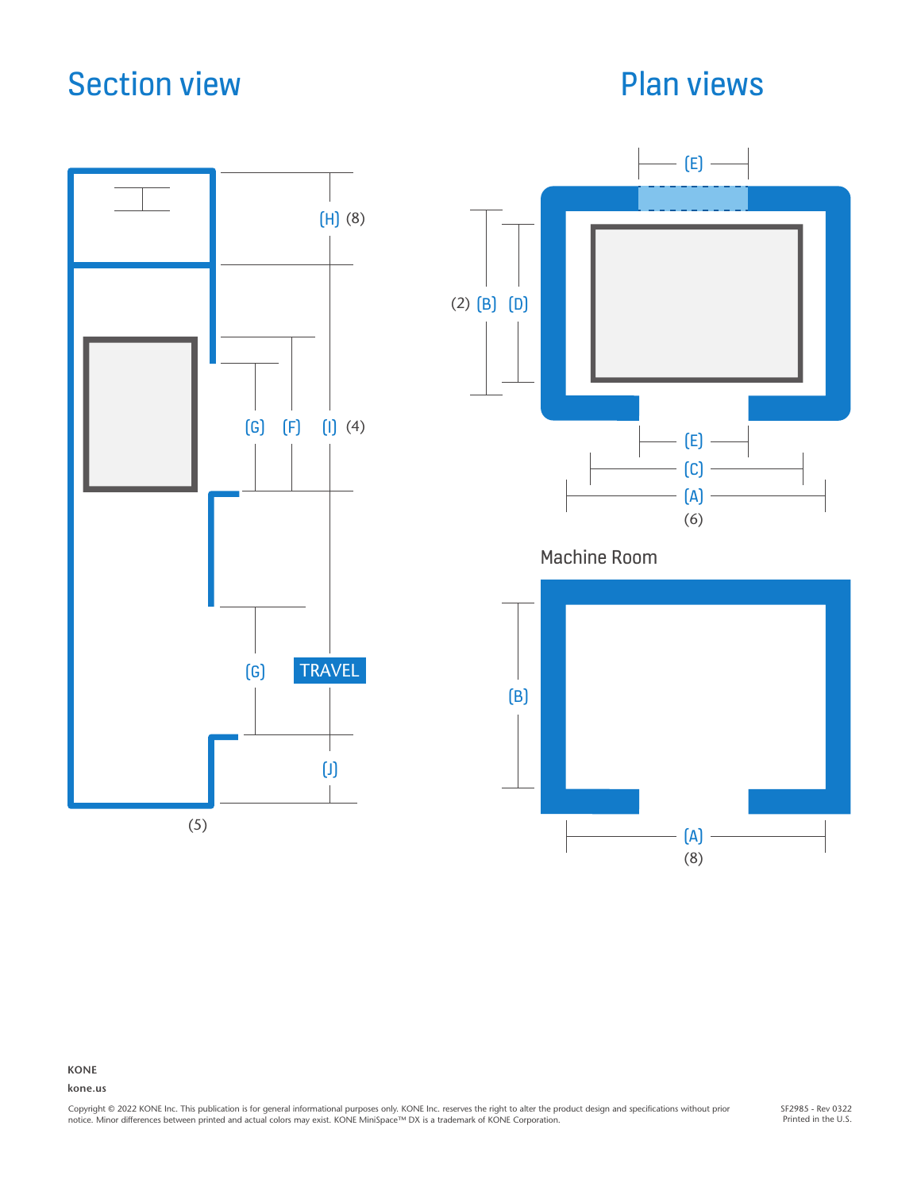## Section view

(H) (8)

(G) (F) (I) (4)

TRAVEL

(G)

(J)

(5)

## Plan views

(E)

(2) (B) (D)

(E)

(C)

(A)

(6)

Machine Room

(B)

(A)

(8)

**KONE**

**kone.us**

Copyright © 2022 KONE Inc. This publication is for general informational purposes only. KONE Inc. reserves the right to alter the product design and specifications without prior notice. Minor differences between printed and actual colors may exist. KONE MiniSpace™ DX is a trademark of KONE Corporation.

SF2985 - Rev 0322
Printed in the U.S.